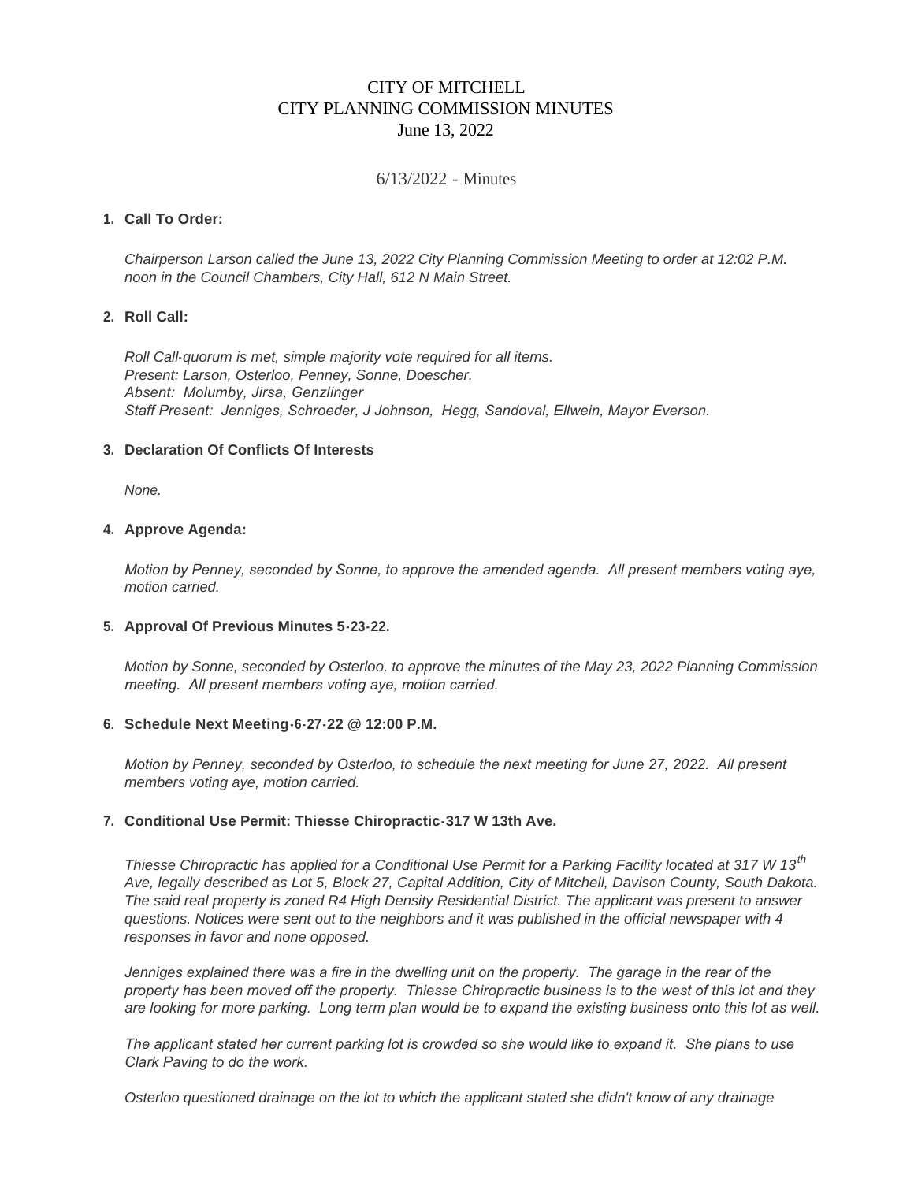# CITY OF MITCHELL
## CITY PLANNING COMMISSION MINUTES
### June 13, 2022

6/13/2022 - Minutes

**1. Call To Order:**

*Chairperson Larson called the June 13, 2022 City Planning Commission Meeting to order at 12:02 P.M. noon in the Council Chambers, City Hall, 612 N Main Street.*

**2. Roll Call:**

*Roll Call-quorum is met, simple majority vote required for all items.*
*Present: Larson, Osterloo, Penney, Sonne, Doescher.*
*Absent: Molumby, Jirsa, Genzlinger*
*Staff Present: Jenniges, Schroeder, J Johnson, Hegg, Sandoval, Ellwein, Mayor Everson.*

**3. Declaration Of Conflicts Of Interests**

*None.*

**4. Approve Agenda:**

*Motion by Penney, seconded by Sonne, to approve the amended agenda. All present members voting aye, motion carried.*

**5. Approval Of Previous Minutes 5-23-22.**

*Motion by Sonne, seconded by Osterloo, to approve the minutes of the May 23, 2022 Planning Commission meeting. All present members voting aye, motion carried.*

**6. Schedule Next Meeting-6-27-22 @ 12:00 P.M.**

*Motion by Penney, seconded by Osterloo, to schedule the next meeting for June 27, 2022. All present members voting aye, motion carried.*

**7. Conditional Use Permit: Thiesse Chiropractic-317 W 13th Ave.**

*Thiesse Chiropractic has applied for a Conditional Use Permit for a Parking Facility located at 317 W 13th Ave, legally described as Lot 5, Block 27, Capital Addition, City of Mitchell, Davison County, South Dakota. The said real property is zoned R4 High Density Residential District. The applicant was present to answer questions. Notices were sent out to the neighbors and it was published in the official newspaper with 4 responses in favor and none opposed.*

*Jenniges explained there was a fire in the dwelling unit on the property. The garage in the rear of the property has been moved off the property. Thiesse Chiropractic business is to the west of this lot and they are looking for more parking. Long term plan would be to expand the existing business onto this lot as well.*

*The applicant stated her current parking lot is crowded so she would like to expand it. She plans to use Clark Paving to do the work.*

*Osterloo questioned drainage on the lot to which the applicant stated she didn't know of any drainage*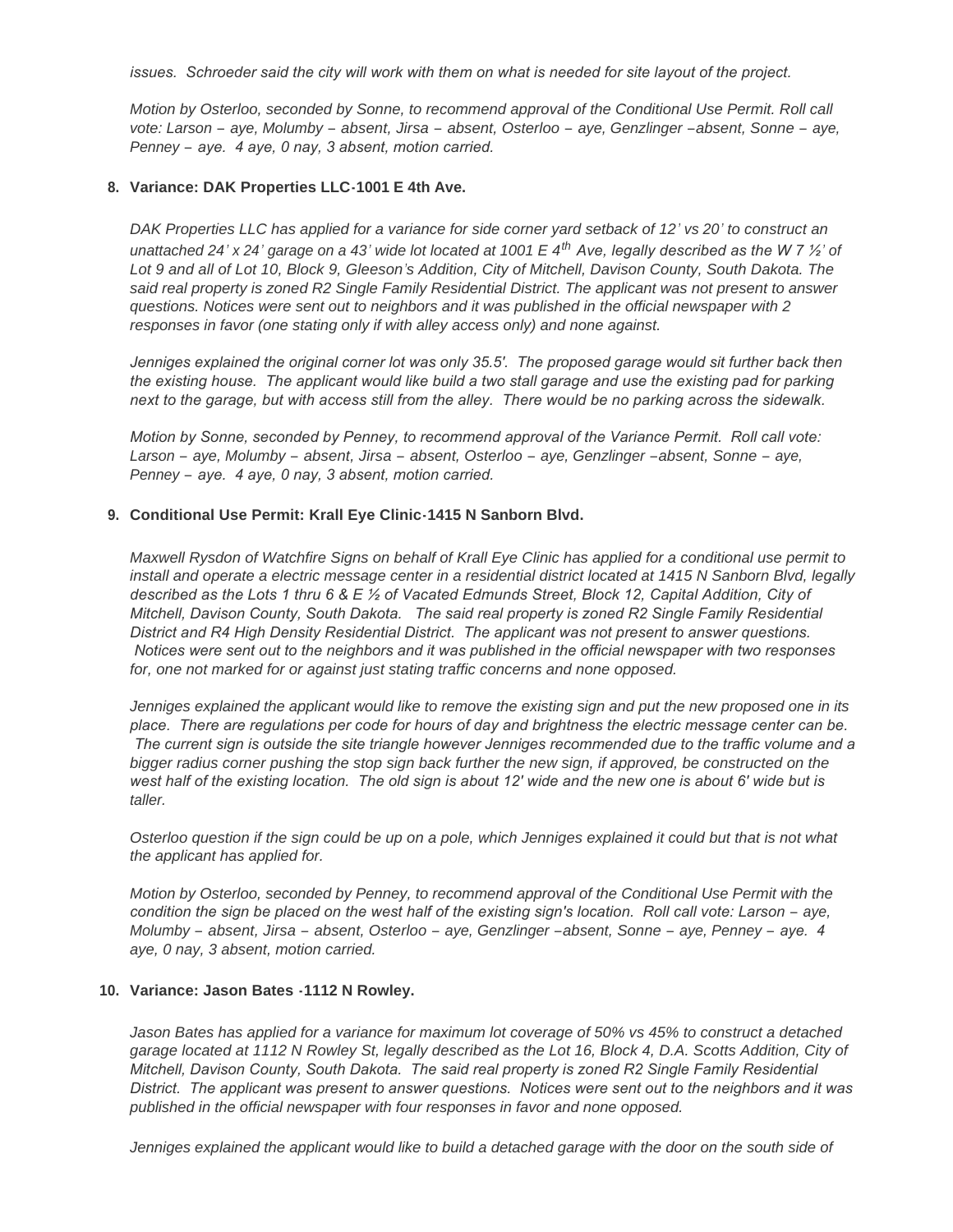*issues. Schroeder said the city will work with them on what is needed for site layout of the project.*

*Motion by Osterloo, seconded by Sonne, to recommend approval of the Conditional Use Permit. Roll call vote: Larson – aye, Molumby – absent, Jirsa – absent, Osterloo – aye, Genzlinger –absent, Sonne – aye, Penney – aye. 4 aye, 0 nay, 3 absent, motion carried.*

**8. Variance: DAK Properties LLC-1001 E 4th Ave.**

*DAK Properties LLC has applied for a variance for side corner yard setback of 12' vs 20' to construct an unattached 24' x 24' garage on a 43' wide lot located at 1001 E 4th Ave, legally described as the W 7 ½' of Lot 9 and all of Lot 10, Block 9, Gleeson's Addition, City of Mitchell, Davison County, South Dakota. The said real property is zoned R2 Single Family Residential District. The applicant was not present to answer questions. Notices were sent out to neighbors and it was published in the official newspaper with 2 responses in favor (one stating only if with alley access only) and none against.*

*Jenniges explained the original corner lot was only 35.5'. The proposed garage would sit further back then the existing house. The applicant would like build a two stall garage and use the existing pad for parking next to the garage, but with access still from the alley. There would be no parking across the sidewalk.*

*Motion by Sonne, seconded by Penney, to recommend approval of the Variance Permit. Roll call vote: Larson – aye, Molumby – absent, Jirsa – absent, Osterloo – aye, Genzlinger –absent, Sonne – aye, Penney – aye. 4 aye, 0 nay, 3 absent, motion carried.*

**9. Conditional Use Permit: Krall Eye Clinic-1415 N Sanborn Blvd.**

*Maxwell Rysdon of Watchfire Signs on behalf of Krall Eye Clinic has applied for a conditional use permit to install and operate a electric message center in a residential district located at 1415 N Sanborn Blvd, legally described as the Lots 1 thru 6 & E ½ of Vacated Edmunds Street, Block 12, Capital Addition, City of Mitchell, Davison County, South Dakota. The said real property is zoned R2 Single Family Residential District and R4 High Density Residential District. The applicant was not present to answer questions. Notices were sent out to the neighbors and it was published in the official newspaper with two responses for, one not marked for or against just stating traffic concerns and none opposed.*

*Jenniges explained the applicant would like to remove the existing sign and put the new proposed one in its place. There are regulations per code for hours of day and brightness the electric message center can be. The current sign is outside the site triangle however Jenniges recommended due to the traffic volume and a bigger radius corner pushing the stop sign back further the new sign, if approved, be constructed on the west half of the existing location. The old sign is about 12' wide and the new one is about 6' wide but is taller.*

*Osterloo question if the sign could be up on a pole, which Jenniges explained it could but that is not what the applicant has applied for.*

*Motion by Osterloo, seconded by Penney, to recommend approval of the Conditional Use Permit with the condition the sign be placed on the west half of the existing sign's location. Roll call vote: Larson – aye, Molumby – absent, Jirsa – absent, Osterloo – aye, Genzlinger –absent, Sonne – aye, Penney – aye. 4 aye, 0 nay, 3 absent, motion carried.*

**10. Variance: Jason Bates -1112 N Rowley.**

*Jason Bates has applied for a variance for maximum lot coverage of 50% vs 45% to construct a detached garage located at 1112 N Rowley St, legally described as the Lot 16, Block 4, D.A. Scotts Addition, City of Mitchell, Davison County, South Dakota. The said real property is zoned R2 Single Family Residential District. The applicant was present to answer questions. Notices were sent out to the neighbors and it was published in the official newspaper with four responses in favor and none opposed.*

*Jenniges explained the applicant would like to build a detached garage with the door on the south side of*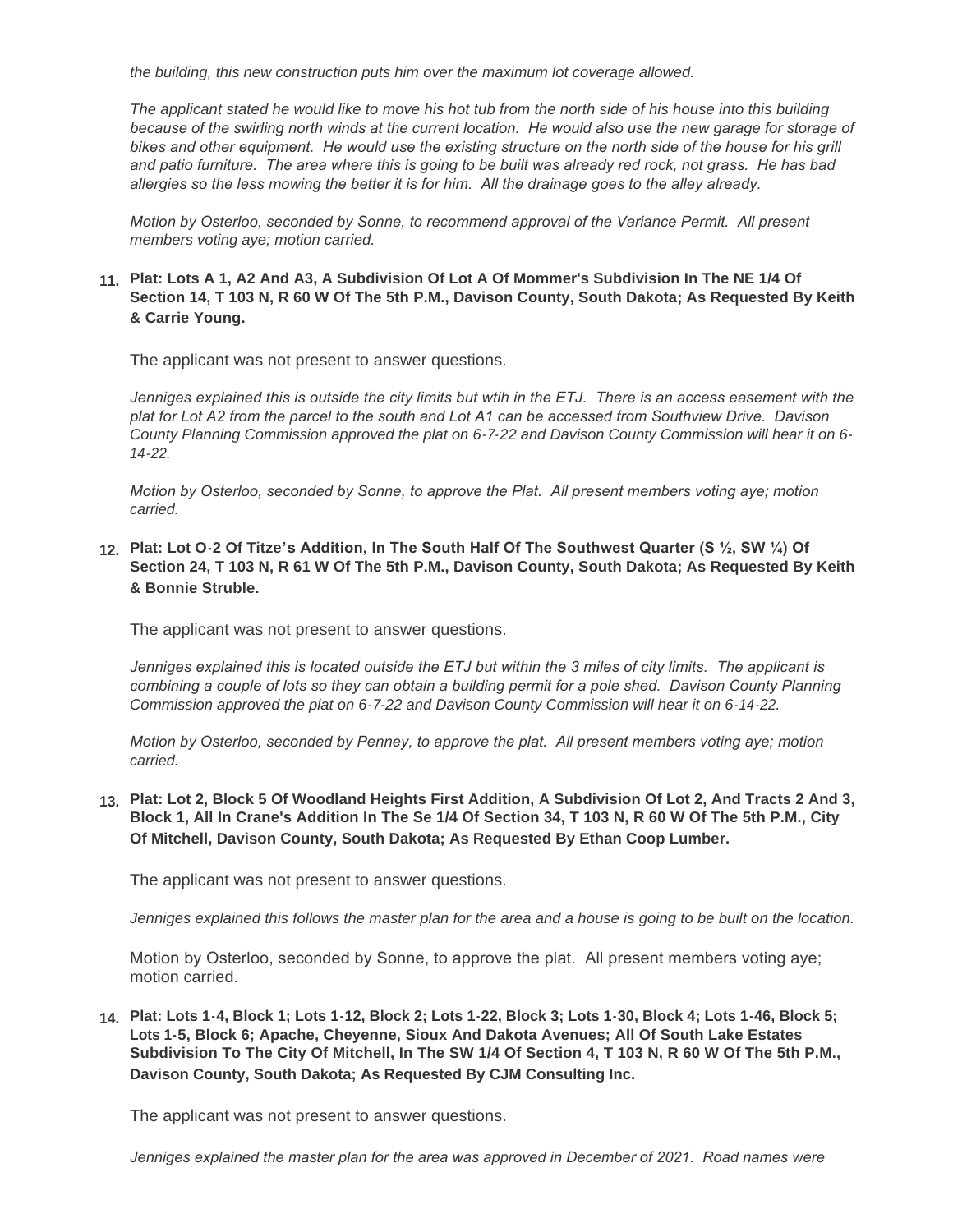*the building, this new construction puts him over the maximum lot coverage allowed.*

*The applicant stated he would like to move his hot tub from the north side of his house into this building because of the swirling north winds at the current location. He would also use the new garage for storage of bikes and other equipment. He would use the existing structure on the north side of the house for his grill and patio furniture. The area where this is going to be built was already red rock, not grass. He has bad allergies so the less mowing the better it is for him. All the drainage goes to the alley already.*

*Motion by Osterloo, seconded by Sonne, to recommend approval of the Variance Permit. All present members voting aye; motion carried.*

**11. Plat: Lots A 1, A2 And A3, A Subdivision Of Lot A Of Mommer's Subdivision In The NE 1/4 Of Section 14, T 103 N, R 60 W Of The 5th P.M., Davison County, South Dakota; As Requested By Keith & Carrie Young.**

The applicant was not present to answer questions.

*Jenniges explained this is outside the city limits but wtih in the ETJ. There is an access easement with the plat for Lot A2 from the parcel to the south and Lot A1 can be accessed from Southview Drive. Davison County Planning Commission approved the plat on 6-7-22 and Davison County Commission will hear it on 6-14-22.*

*Motion by Osterloo, seconded by Sonne, to approve the Plat. All present members voting aye; motion carried.*

**12. Plat: Lot O-2 Of Titze's Addition, In The South Half Of The Southwest Quarter (S ½, SW ¼) Of Section 24, T 103 N, R 61 W Of The 5th P.M., Davison County, South Dakota; As Requested By Keith & Bonnie Struble.**

The applicant was not present to answer questions.

*Jenniges explained this is located outside the ETJ but within the 3 miles of city limits. The applicant is combining a couple of lots so they can obtain a building permit for a pole shed. Davison County Planning Commission approved the plat on 6-7-22 and Davison County Commission will hear it on 6-14-22.*

*Motion by Osterloo, seconded by Penney, to approve the plat. All present members voting aye; motion carried.*

**13. Plat: Lot 2, Block 5 Of Woodland Heights First Addition, A Subdivision Of Lot 2, And Tracts 2 And 3, Block 1, All In Crane's Addition In The Se 1/4 Of Section 34, T 103 N, R 60 W Of The 5th P.M., City Of Mitchell, Davison County, South Dakota; As Requested By Ethan Coop Lumber.**

The applicant was not present to answer questions.

*Jenniges explained this follows the master plan for the area and a house is going to be built on the location.*

Motion by Osterloo, seconded by Sonne, to approve the plat. All present members voting aye; motion carried.

**14. Plat: Lots 1-4, Block 1; Lots 1-12, Block 2; Lots 1-22, Block 3; Lots 1-30, Block 4; Lots 1-46, Block 5; Lots 1-5, Block 6; Apache, Cheyenne, Sioux And Dakota Avenues; All Of South Lake Estates Subdivision To The City Of Mitchell, In The SW 1/4 Of Section 4, T 103 N, R 60 W Of The 5th P.M., Davison County, South Dakota; As Requested By CJM Consulting Inc.**

The applicant was not present to answer questions.

*Jenniges explained the master plan for the area was approved in December of 2021. Road names were*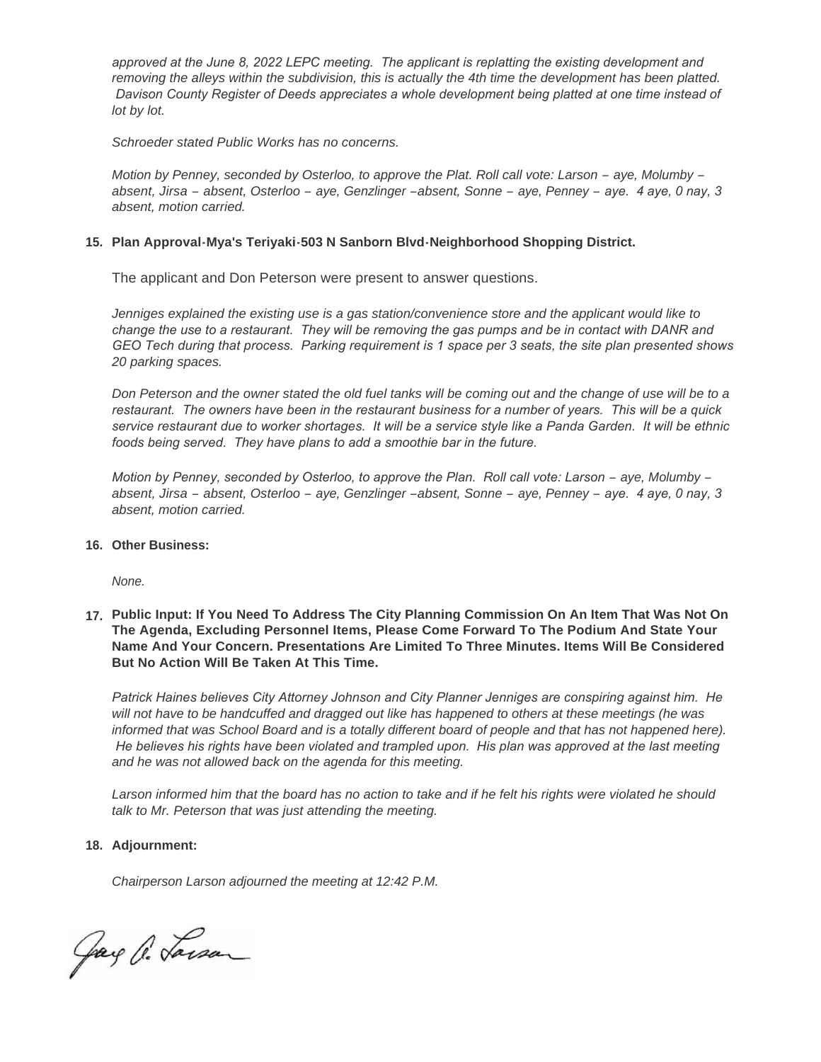*approved at the June 8, 2022 LEPC meeting. The applicant is replatting the existing development and removing the alleys within the subdivision, this is actually the 4th time the development has been platted. Davison County Register of Deeds appreciates a whole development being platted at one time instead of lot by lot.*

*Schroeder stated Public Works has no concerns.*

*Motion by Penney, seconded by Osterloo, to approve the Plat. Roll call vote: Larson – aye, Molumby – absent, Jirsa – absent, Osterloo – aye, Genzlinger –absent, Sonne – aye, Penney – aye. 4 aye, 0 nay, 3 absent, motion carried.*

**15. Plan Approval-Mya's Teriyaki-503 N Sanborn Blvd-Neighborhood Shopping District.**

The applicant and Don Peterson were present to answer questions.

*Jenniges explained the existing use is a gas station/convenience store and the applicant would like to change the use to a restaurant. They will be removing the gas pumps and be in contact with DANR and GEO Tech during that process. Parking requirement is 1 space per 3 seats, the site plan presented shows 20 parking spaces.*

*Don Peterson and the owner stated the old fuel tanks will be coming out and the change of use will be to a restaurant. The owners have been in the restaurant business for a number of years. This will be a quick service restaurant due to worker shortages. It will be a service style like a Panda Garden. It will be ethnic foods being served. They have plans to add a smoothie bar in the future.*

*Motion by Penney, seconded by Osterloo, to approve the Plan. Roll call vote: Larson – aye, Molumby – absent, Jirsa – absent, Osterloo – aye, Genzlinger –absent, Sonne – aye, Penney – aye. 4 aye, 0 nay, 3 absent, motion carried.*

**16. Other Business:**

*None.*

**17. Public Input: If You Need To Address The City Planning Commission On An Item That Was Not On The Agenda, Excluding Personnel Items, Please Come Forward To The Podium And State Your Name And Your Concern. Presentations Are Limited To Three Minutes. Items Will Be Considered But No Action Will Be Taken At This Time.**

*Patrick Haines believes City Attorney Johnson and City Planner Jenniges are conspiring against him. He will not have to be handcuffed and dragged out like has happened to others at these meetings (he was informed that was School Board and is a totally different board of people and that has not happened here). He believes his rights have been violated and trampled upon. His plan was approved at the last meeting and he was not allowed back on the agenda for this meeting.*

*Larson informed him that the board has no action to take and if he felt his rights were violated he should talk to Mr. Peterson that was just attending the meeting.*

**18. Adjournment:**

*Chairperson Larson adjourned the meeting at 12:42 P.M.*

Jay A. Larson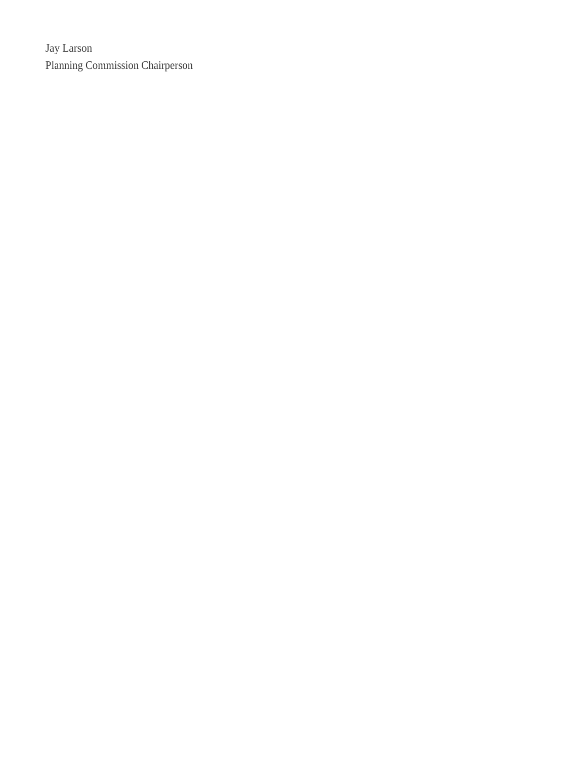Jay Larson
Planning Commission Chairperson